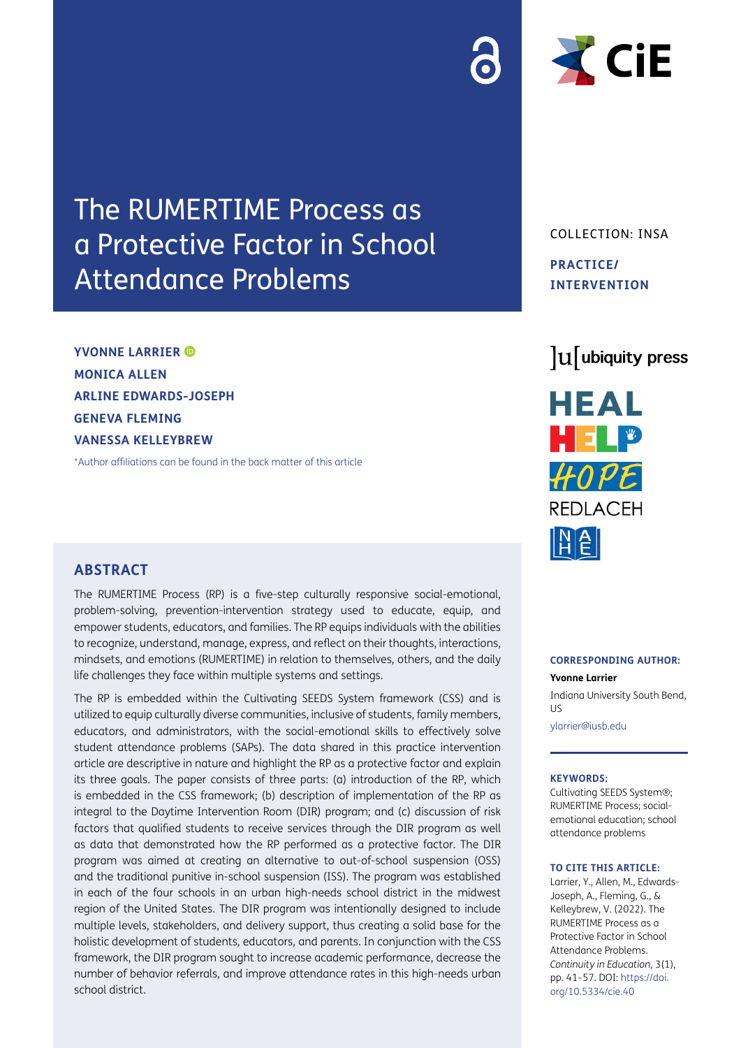# The RUMERTIME Process as a Protective Factor in School Attendance Problems

COLLECTION: INSA

**PRACTICE/ INTERVENTION**

**YVONNE LARRIER**
**MONICA ALLEN**
**ARLINE EDWARDS-JOSEPH**
**GENEVA FLEMING**
**VANESSA KELLEYBREW**

*Author affiliations can be found in the back matter of this article

## ABSTRACT

The RUMERTIME Process (RP) is a five-step culturally responsive social-emotional, problem-solving, prevention-intervention strategy used to educate, equip, and empower students, educators, and families. The RP equips individuals with the abilities to recognize, understand, manage, express, and reflect on their thoughts, interactions, mindsets, and emotions (RUMERTIME) in relation to themselves, others, and the daily life challenges they face within multiple systems and settings.

The RP is embedded within the Cultivating SEEDS System framework (CSS) and is utilized to equip culturally diverse communities, inclusive of students, family members, educators, and administrators, with the social-emotional skills to effectively solve student attendance problems (SAPs). The data shared in this practice intervention article are descriptive in nature and highlight the RP as a protective factor and explain its three goals. The paper consists of three parts: (a) introduction of the RP, which is embedded in the CSS framework; (b) description of implementation of the RP as integral to the Daytime Intervention Room (DIR) program; and (c) discussion of risk factors that qualified students to receive services through the DIR program as well as data that demonstrated how the RP performed as a protective factor. The DIR program was aimed at creating an alternative to out-of-school suspension (OSS) and the traditional punitive in-school suspension (ISS). The program was established in each of the four schools in an urban high-needs school district in the midwest region of the United States. The DIR program was intentionally designed to include multiple levels, stakeholders, and delivery support, thus creating a solid base for the holistic development of students, educators, and parents. In conjunction with the CSS framework, the DIR program sought to increase academic performance, decrease the number of behavior referrals, and improve attendance rates in this high-needs urban school district.

**CORRESPONDING AUTHOR:**

**Yvonne Larrier**

Indiana University South Bend, US

ylarrier@iusb.edu

**KEYWORDS:**

Cultivating SEEDS System®; RUMERTIME Process; social-emotional education; school attendance problems

**TO CITE THIS ARTICLE:**

Larrier, Y., Allen, M., Edwards-Joseph, A., Fleming, G., & Kelleybrew, V. (2022). The RUMERTIME Process as a Protective Factor in School Attendance Problems. *Continuity in Education*, 3(1), pp. 41–57. DOI: https://doi.org/10.5334/cie.40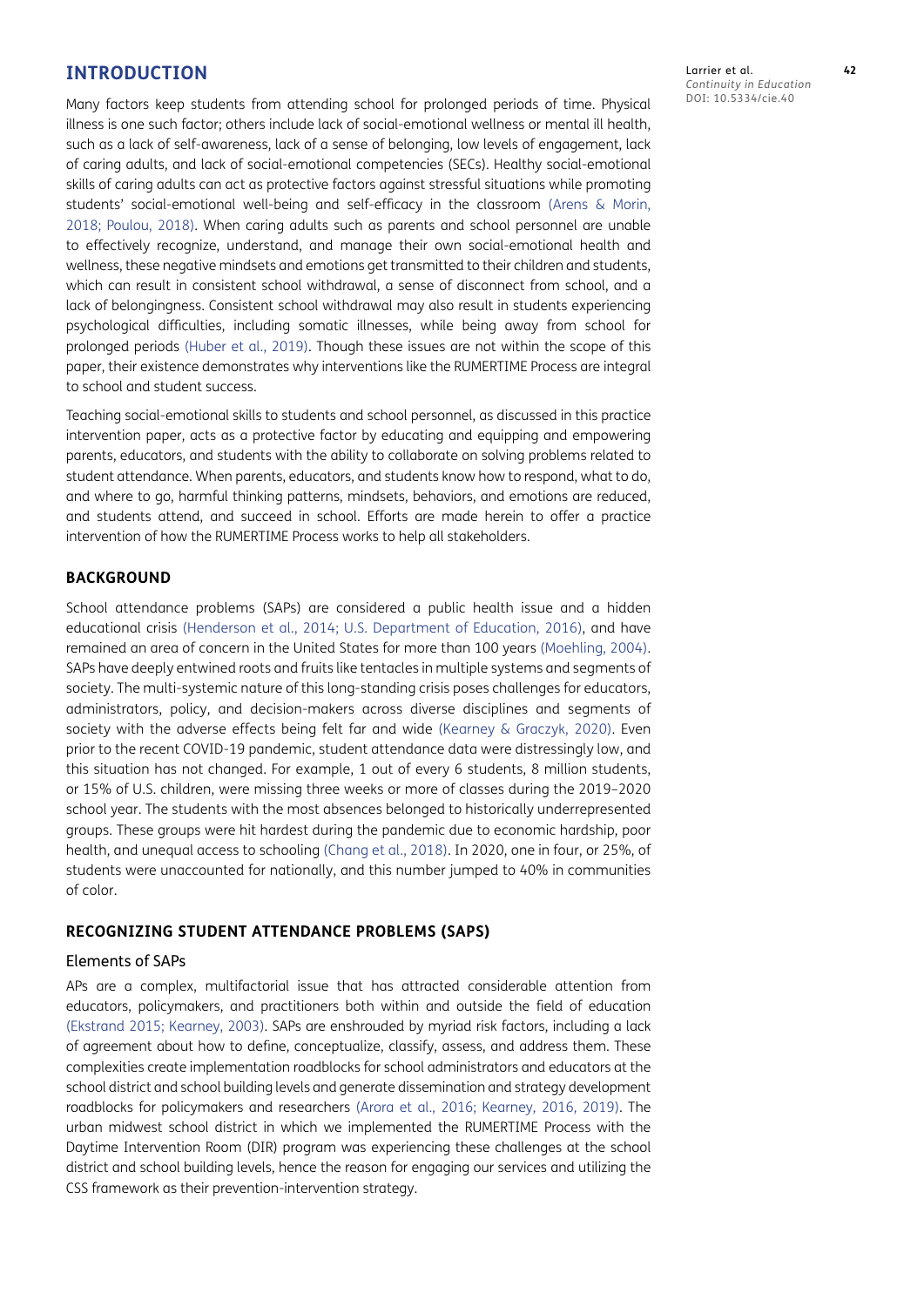## INTRODUCTION

Many factors keep students from attending school for prolonged periods of time. Physical illness is one such factor; others include lack of social-emotional wellness or mental ill health, such as a lack of self-awareness, lack of a sense of belonging, low levels of engagement, lack of caring adults, and lack of social-emotional competencies (SECs). Healthy social-emotional skills of caring adults can act as protective factors against stressful situations while promoting students' social-emotional well-being and self-efficacy in the classroom (Arens & Morin, 2018; Poulou, 2018). When caring adults such as parents and school personnel are unable to effectively recognize, understand, and manage their own social-emotional health and wellness, these negative mindsets and emotions get transmitted to their children and students, which can result in consistent school withdrawal, a sense of disconnect from school, and a lack of belongingness. Consistent school withdrawal may also result in students experiencing psychological difficulties, including somatic illnesses, while being away from school for prolonged periods (Huber et al., 2019). Though these issues are not within the scope of this paper, their existence demonstrates why interventions like the RUMERTIME Process are integral to school and student success.

Teaching social-emotional skills to students and school personnel, as discussed in this practice intervention paper, acts as a protective factor by educating and equipping and empowering parents, educators, and students with the ability to collaborate on solving problems related to student attendance. When parents, educators, and students know how to respond, what to do, and where to go, harmful thinking patterns, mindsets, behaviors, and emotions are reduced, and students attend, and succeed in school. Efforts are made herein to offer a practice intervention of how the RUMERTIME Process works to help all stakeholders.

### BACKGROUND

School attendance problems (SAPs) are considered a public health issue and a hidden educational crisis (Henderson et al., 2014; U.S. Department of Education, 2016), and have remained an area of concern in the United States for more than 100 years (Moehling, 2004). SAPs have deeply entwined roots and fruits like tentacles in multiple systems and segments of society. The multi-systemic nature of this long-standing crisis poses challenges for educators, administrators, policy, and decision-makers across diverse disciplines and segments of society with the adverse effects being felt far and wide (Kearney & Graczyk, 2020). Even prior to the recent COVID-19 pandemic, student attendance data were distressingly low, and this situation has not changed. For example, 1 out of every 6 students, 8 million students, or 15% of U.S. children, were missing three weeks or more of classes during the 2019–2020 school year. The students with the most absences belonged to historically underrepresented groups. These groups were hit hardest during the pandemic due to economic hardship, poor health, and unequal access to schooling (Chang et al., 2018). In 2020, one in four, or 25%, of students were unaccounted for nationally, and this number jumped to 40% in communities of color.

### RECOGNIZING STUDENT ATTENDANCE PROBLEMS (SAPS)

#### Elements of SAPs

APs are a complex, multifactorial issue that has attracted considerable attention from educators, policymakers, and practitioners both within and outside the field of education (Ekstrand 2015; Kearney, 2003). SAPs are enshrouded by myriad risk factors, including a lack of agreement about how to define, conceptualize, classify, assess, and address them. These complexities create implementation roadblocks for school administrators and educators at the school district and school building levels and generate dissemination and strategy development roadblocks for policymakers and researchers (Arora et al., 2016; Kearney, 2016, 2019). The urban midwest school district in which we implemented the RUMERTIME Process with the Daytime Intervention Room (DIR) program was experiencing these challenges at the school district and school building levels, hence the reason for engaging our services and utilizing the CSS framework as their prevention-intervention strategy.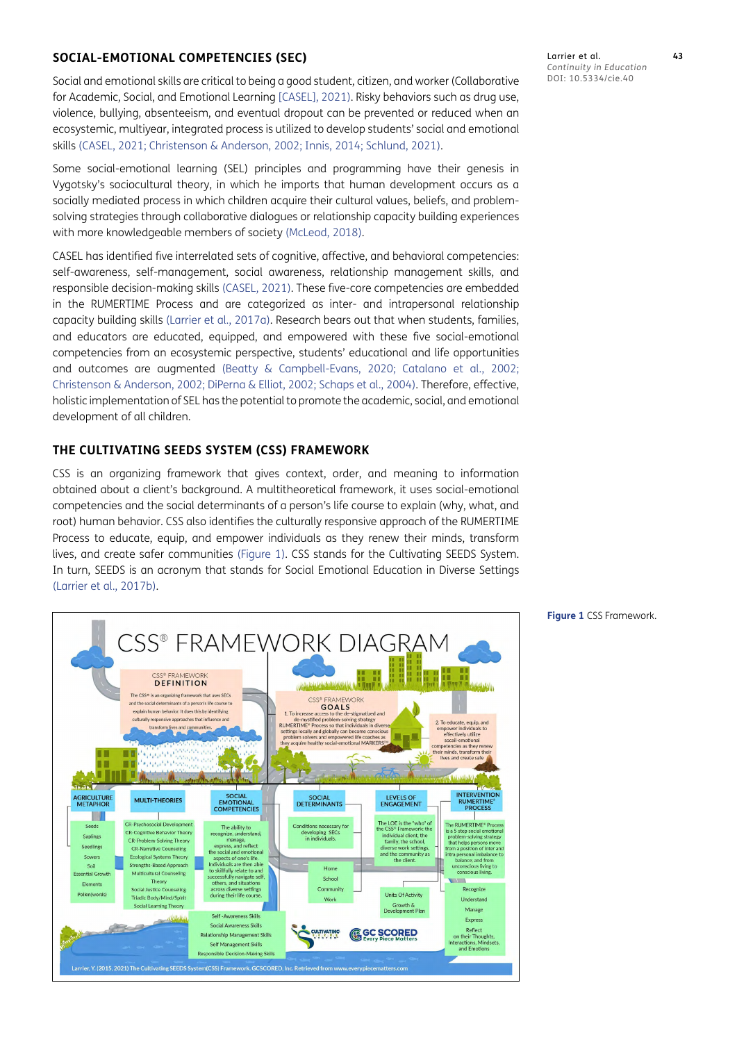## SOCIAL-EMOTIONAL COMPETENCIES (SEC)

Social and emotional skills are critical to being a good student, citizen, and worker (Collaborative for Academic, Social, and Emotional Learning [CASEL], 2021). Risky behaviors such as drug use, violence, bullying, absenteeism, and eventual dropout can be prevented or reduced when an ecosystemic, multiyear, integrated process is utilized to develop students' social and emotional skills (CASEL, 2021; Christenson & Anderson, 2002; Innis, 2014; Schlund, 2021).

Some social-emotional learning (SEL) principles and programming have their genesis in Vygotsky's sociocultural theory, in which he imports that human development occurs as a socially mediated process in which children acquire their cultural values, beliefs, and problem-solving strategies through collaborative dialogues or relationship capacity building experiences with more knowledgeable members of society (McLeod, 2018).

CASEL has identified five interrelated sets of cognitive, affective, and behavioral competencies: self-awareness, self-management, social awareness, relationship management skills, and responsible decision-making skills (CASEL, 2021). These five-core competencies are embedded in the RUMERTIME Process and are categorized as inter- and intrapersonal relationship capacity building skills (Larrier et al., 2017a). Research bears out that when students, families, and educators are educated, equipped, and empowered with these five social-emotional competencies from an ecosystemic perspective, students' educational and life opportunities and outcomes are augmented (Beatty & Campbell-Evans, 2020; Catalano et al., 2002; Christenson & Anderson, 2002; DiPerna & Elliot, 2002; Schaps et al., 2004). Therefore, effective, holistic implementation of SEL has the potential to promote the academic, social, and emotional development of all children.

## THE CULTIVATING SEEDS SYSTEM (CSS) FRAMEWORK

CSS is an organizing framework that gives context, order, and meaning to information obtained about a client's background. A multitheoretical framework, it uses social-emotional competencies and the social determinants of a person's life course to explain (why, what, and root) human behavior. CSS also identifies the culturally responsive approach of the RUMERTIME Process to educate, equip, and empower individuals as they renew their minds, transform lives, and create safer communities (Figure 1). CSS stands for the Cultivating SEEDS System. In turn, SEEDS is an acronym that stands for Social Emotional Education in Diverse Settings (Larrier et al., 2017b).

**Figure 1** CSS Framework.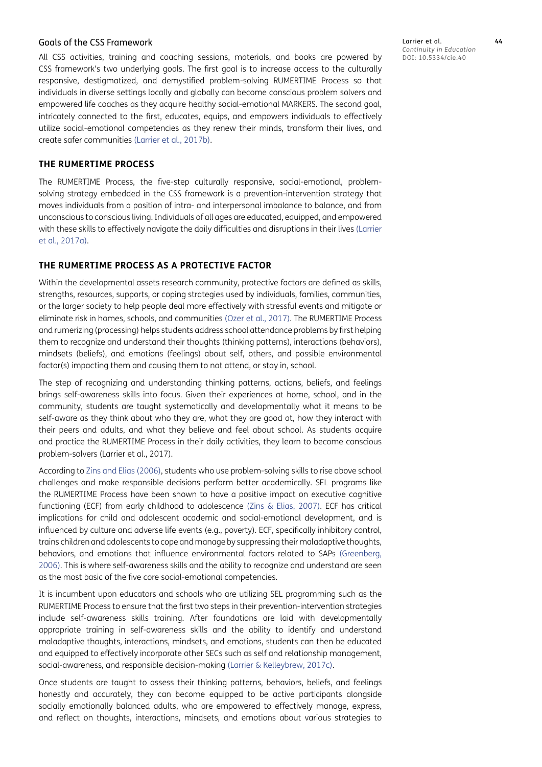### Goals of the CSS Framework

All CSS activities, training and coaching sessions, materials, and books are powered by CSS framework's two underlying goals. The first goal is to increase access to the culturally responsive, destigmatized, and demystified problem-solving RUMERTIME Process so that individuals in diverse settings locally and globally can become conscious problem solvers and empowered life coaches as they acquire healthy social-emotional MARKERS. The second goal, intricately connected to the first, educates, equips, and empowers individuals to effectively utilize social-emotional competencies as they renew their minds, transform their lives, and create safer communities (Larrier et al., 2017b).

## THE RUMERTIME PROCESS

The RUMERTIME Process, the five-step culturally responsive, social-emotional, problem-solving strategy embedded in the CSS framework is a prevention-intervention strategy that moves individuals from a position of intra- and interpersonal imbalance to balance, and from unconscious to conscious living. Individuals of all ages are educated, equipped, and empowered with these skills to effectively navigate the daily difficulties and disruptions in their lives (Larrier et al., 2017a).

## THE RUMERTIME PROCESS AS A PROTECTIVE FACTOR

Within the developmental assets research community, protective factors are defined as skills, strengths, resources, supports, or coping strategies used by individuals, families, communities, or the larger society to help people deal more effectively with stressful events and mitigate or eliminate risk in homes, schools, and communities (Ozer et al., 2017). The RUMERTIME Process and rumerizing (processing) helps students address school attendance problems by first helping them to recognize and understand their thoughts (thinking patterns), interactions (behaviors), mindsets (beliefs), and emotions (feelings) about self, others, and possible environmental factor(s) impacting them and causing them to not attend, or stay in, school.

The step of recognizing and understanding thinking patterns, actions, beliefs, and feelings brings self-awareness skills into focus. Given their experiences at home, school, and in the community, students are taught systematically and developmentally what it means to be self-aware as they think about who they are, what they are good at, how they interact with their peers and adults, and what they believe and feel about school. As students acquire and practice the RUMERTIME Process in their daily activities, they learn to become conscious problem-solvers (Larrier et al., 2017).

According to Zins and Elias (2006), students who use problem-solving skills to rise above school challenges and make responsible decisions perform better academically. SEL programs like the RUMERTIME Process have been shown to have a positive impact on executive cognitive functioning (ECF) from early childhood to adolescence (Zins & Elias, 2007). ECF has critical implications for child and adolescent academic and social-emotional development, and is influenced by culture and adverse life events (e.g., poverty). ECF, specifically inhibitory control, trains children and adolescents to cope and manage by suppressing their maladaptive thoughts, behaviors, and emotions that influence environmental factors related to SAPs (Greenberg, 2006). This is where self-awareness skills and the ability to recognize and understand are seen as the most basic of the five core social-emotional competencies.

It is incumbent upon educators and schools who are utilizing SEL programming such as the RUMERTIME Process to ensure that the first two steps in their prevention-intervention strategies include self-awareness skills training. After foundations are laid with developmentally appropriate training in self-awareness skills and the ability to identify and understand maladaptive thoughts, interactions, mindsets, and emotions, students can then be educated and equipped to effectively incorporate other SECs such as self and relationship management, social-awareness, and responsible decision-making (Larrier & Kelleybrew, 2017c).

Once students are taught to assess their thinking patterns, behaviors, beliefs, and feelings honestly and accurately, they can become equipped to be active participants alongside socially emotionally balanced adults, who are empowered to effectively manage, express, and reflect on thoughts, interactions, mindsets, and emotions about various strategies to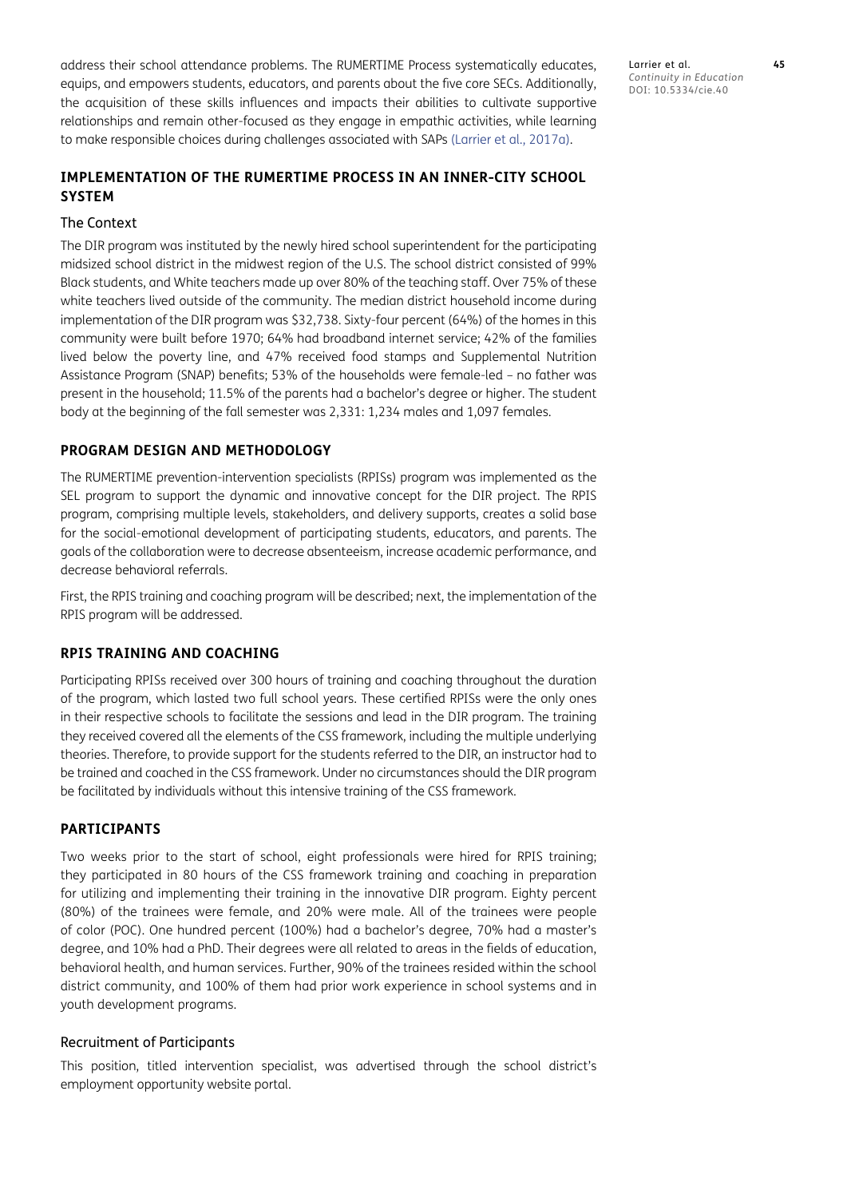address their school attendance problems. The RUMERTIME Process systematically educates, equips, and empowers students, educators, and parents about the five core SECs. Additionally, the acquisition of these skills influences and impacts their abilities to cultivate supportive relationships and remain other-focused as they engage in empathic activities, while learning to make responsible choices during challenges associated with SAPs (Larrier et al., 2017a).

## IMPLEMENTATION OF THE RUMERTIME PROCESS IN AN INNER-CITY SCHOOL SYSTEM

### The Context

The DIR program was instituted by the newly hired school superintendent for the participating midsized school district in the midwest region of the U.S. The school district consisted of 99% Black students, and White teachers made up over 80% of the teaching staff. Over 75% of these white teachers lived outside of the community. The median district household income during implementation of the DIR program was $32,738. Sixty-four percent (64%) of the homes in this community were built before 1970; 64% had broadband internet service; 42% of the families lived below the poverty line, and 47% received food stamps and Supplemental Nutrition Assistance Program (SNAP) benefits; 53% of the households were female-led – no father was present in the household; 11.5% of the parents had a bachelor's degree or higher. The student body at the beginning of the fall semester was 2,331: 1,234 males and 1,097 females.

## PROGRAM DESIGN AND METHODOLOGY

The RUMERTIME prevention-intervention specialists (RPISs) program was implemented as the SEL program to support the dynamic and innovative concept for the DIR project. The RPIS program, comprising multiple levels, stakeholders, and delivery supports, creates a solid base for the social-emotional development of participating students, educators, and parents. The goals of the collaboration were to decrease absenteeism, increase academic performance, and decrease behavioral referrals.

First, the RPIS training and coaching program will be described; next, the implementation of the RPIS program will be addressed.

## RPIS TRAINING AND COACHING

Participating RPISs received over 300 hours of training and coaching throughout the duration of the program, which lasted two full school years. These certified RPISs were the only ones in their respective schools to facilitate the sessions and lead in the DIR program. The training they received covered all the elements of the CSS framework, including the multiple underlying theories. Therefore, to provide support for the students referred to the DIR, an instructor had to be trained and coached in the CSS framework. Under no circumstances should the DIR program be facilitated by individuals without this intensive training of the CSS framework.

## PARTICIPANTS

Two weeks prior to the start of school, eight professionals were hired for RPIS training; they participated in 80 hours of the CSS framework training and coaching in preparation for utilizing and implementing their training in the innovative DIR program. Eighty percent (80%) of the trainees were female, and 20% were male. All of the trainees were people of color (POC). One hundred percent (100%) had a bachelor's degree, 70% had a master's degree, and 10% had a PhD. Their degrees were all related to areas in the fields of education, behavioral health, and human services. Further, 90% of the trainees resided within the school district community, and 100% of them had prior work experience in school systems and in youth development programs.

### Recruitment of Participants

This position, titled intervention specialist, was advertised through the school district's employment opportunity website portal.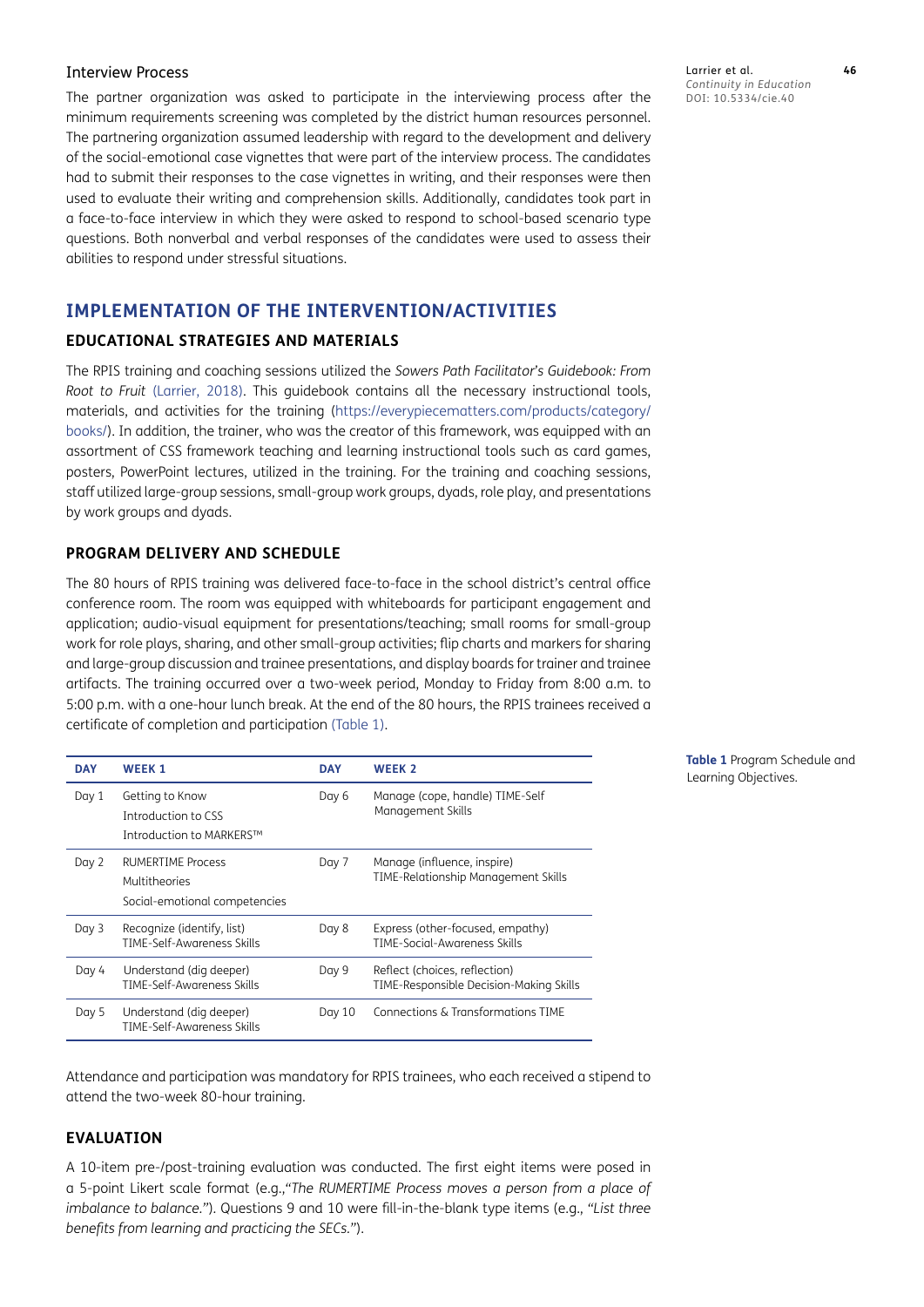#### Interview Process

The partner organization was asked to participate in the interviewing process after the minimum requirements screening was completed by the district human resources personnel. The partnering organization assumed leadership with regard to the development and delivery of the social-emotional case vignettes that were part of the interview process. The candidates had to submit their responses to the case vignettes in writing, and their responses were then used to evaluate their writing and comprehension skills. Additionally, candidates took part in a face-to-face interview in which they were asked to respond to school-based scenario type questions. Both nonverbal and verbal responses of the candidates were used to assess their abilities to respond under stressful situations.

## IMPLEMENTATION OF THE INTERVENTION/ACTIVITIES

### EDUCATIONAL STRATEGIES AND MATERIALS

The RPIS training and coaching sessions utilized the *Sowers Path Facilitator's Guidebook: From Root to Fruit* (Larrier, 2018). This guidebook contains all the necessary instructional tools, materials, and activities for the training (https://everypiecematters.com/products/category/books/). In addition, the trainer, who was the creator of this framework, was equipped with an assortment of CSS framework teaching and learning instructional tools such as card games, posters, PowerPoint lectures, utilized in the training. For the training and coaching sessions, staff utilized large-group sessions, small-group work groups, dyads, role play, and presentations by work groups and dyads.

### PROGRAM DELIVERY AND SCHEDULE

The 80 hours of RPIS training was delivered face-to-face in the school district's central office conference room. The room was equipped with whiteboards for participant engagement and application; audio-visual equipment for presentations/teaching; small rooms for small-group work for role plays, sharing, and other small-group activities; flip charts and markers for sharing and large-group discussion and trainee presentations, and display boards for trainer and trainee artifacts. The training occurred over a two-week period, Monday to Friday from 8:00 a.m. to 5:00 p.m. with a one-hour lunch break. At the end of the 80 hours, the RPIS trainees received a certificate of completion and participation (Table 1).

| DAY | WEEK 1 | DAY | WEEK 2 |
|---|---|---|---|
| Day 1 | Getting to Know<br>Introduction to CSS<br>Introduction to MARKERS™ | Day 6 | Manage (cope, handle) TIME-Self Management Skills |
| Day 2 | RUMERTIME Process<br>Multitheories<br>Social-emotional competencies | Day 7 | Manage (influence, inspire)<br>TIME-Relationship Management Skills |
| Day 3 | Recognize (identify, list)<br>TIME-Self-Awareness Skills | Day 8 | Express (other-focused, empathy)<br>TIME-Social-Awareness Skills |
| Day 4 | Understand (dig deeper)<br>TIME-Self-Awareness Skills | Day 9 | Reflect (choices, reflection)<br>TIME-Responsible Decision-Making Skills |
| Day 5 | Understand (dig deeper)<br>TIME-Self-Awareness Skills | Day 10 | Connections & Transformations TIME |

**Table 1** Program Schedule and Learning Objectives.

Attendance and participation was mandatory for RPIS trainees, who each received a stipend to attend the two-week 80-hour training.

### EVALUATION

A 10-item pre-/post-training evaluation was conducted. The first eight items were posed in a 5-point Likert scale format (e.g.,"*The RUMERTIME Process moves a person from a place of imbalance to balance.*"). Questions 9 and 10 were fill-in-the-blank type items (e.g., *"List three benefits from learning and practicing the SECs."*).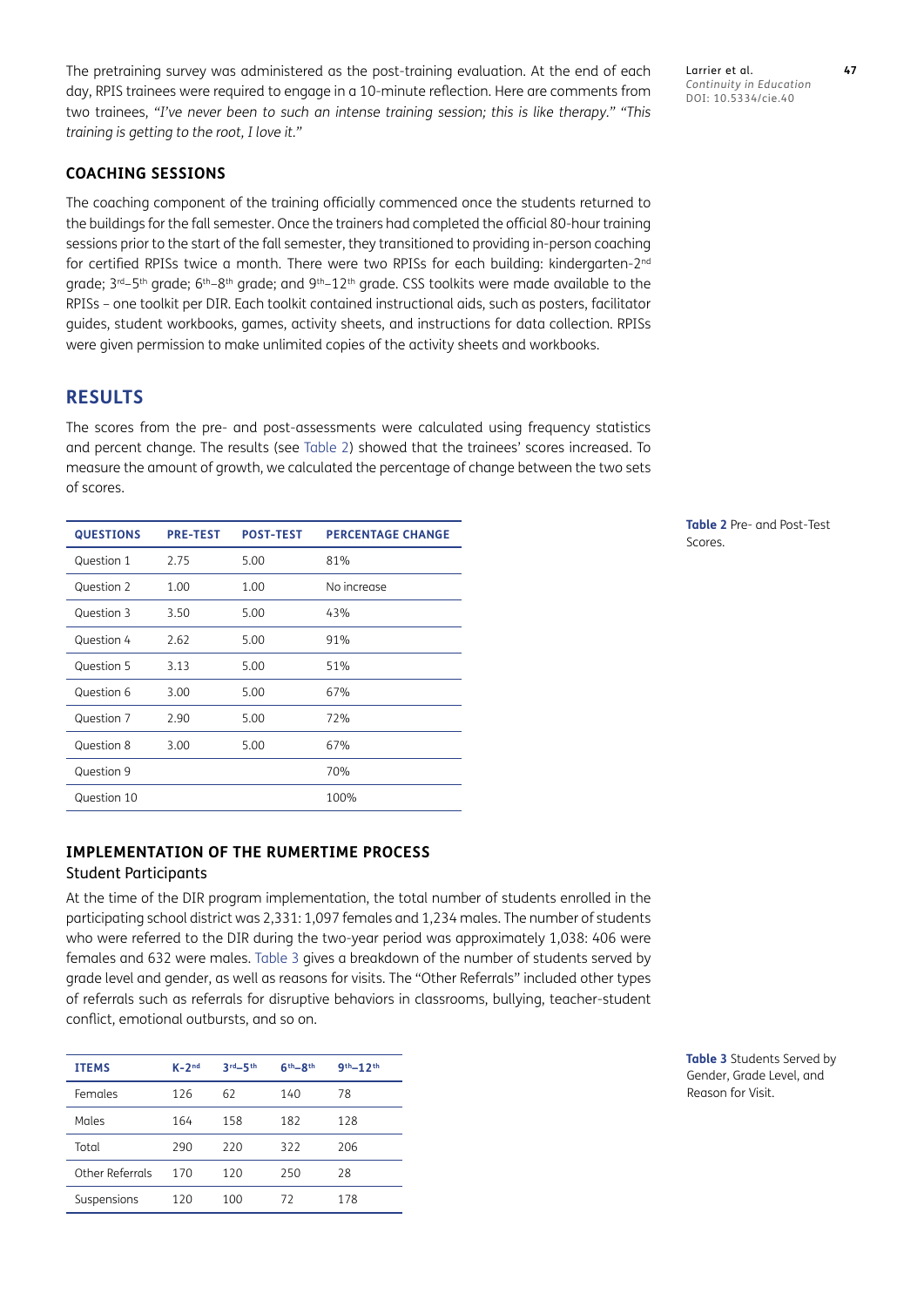The pretraining survey was administered as the post-training evaluation. At the end of each day, RPIS trainees were required to engage in a 10-minute reflection. Here are comments from two trainees, *"I've never been to such an intense training session; this is like therapy." "This training is getting to the root, I love it."*

### COACHING SESSIONS

The coaching component of the training officially commenced once the students returned to the buildings for the fall semester. Once the trainers had completed the official 80-hour training sessions prior to the start of the fall semester, they transitioned to providing in-person coaching for certified RPISs twice a month. There were two RPISs for each building: kindergarten-2nd grade; 3rd–5th grade; 6th–8th grade; and 9th–12th grade. CSS toolkits were made available to the RPISs – one toolkit per DIR. Each toolkit contained instructional aids, such as posters, facilitator guides, student workbooks, games, activity sheets, and instructions for data collection. RPISs were given permission to make unlimited copies of the activity sheets and workbooks.

## RESULTS

The scores from the pre- and post-assessments were calculated using frequency statistics and percent change. The results (see Table 2) showed that the trainees' scores increased. To measure the amount of growth, we calculated the percentage of change between the two sets of scores.

**Table 2** Pre- and Post-Test Scores.

| QUESTIONS | PRE-TEST | POST-TEST | PERCENTAGE CHANGE |
|---|---|---|---|
| Question 1 | 2.75 | 5.00 | 81% |
| Question 2 | 1.00 | 1.00 | No increase |
| Question 3 | 3.50 | 5.00 | 43% |
| Question 4 | 2.62 | 5.00 | 91% |
| Question 5 | 3.13 | 5.00 | 51% |
| Question 6 | 3.00 | 5.00 | 67% |
| Question 7 | 2.90 | 5.00 | 72% |
| Question 8 | 3.00 | 5.00 | 67% |
| Question 9 | | | 70% |
| Question 10 | | | 100% |

### IMPLEMENTATION OF THE RUMERTIME PROCESS

#### Student Participants

At the time of the DIR program implementation, the total number of students enrolled in the participating school district was 2,331: 1,097 females and 1,234 males. The number of students who were referred to the DIR during the two-year period was approximately 1,038: 406 were females and 632 were males. Table 3 gives a breakdown of the number of students served by grade level and gender, as well as reasons for visits. The "Other Referrals" included other types of referrals such as referrals for disruptive behaviors in classrooms, bullying, teacher-student conflict, emotional outbursts, and so on.

**Table 3** Students Served by Gender, Grade Level, and Reason for Visit.

| ITEMS | K-2nd | 3rd–5th | 6th–8th | 9th–12th |
|---|---|---|---|---|
| Females | 126 | 62 | 140 | 78 |
| Males | 164 | 158 | 182 | 128 |
| Total | 290 | 220 | 322 | 206 |
| Other Referrals | 170 | 120 | 250 | 28 |
| Suspensions | 120 | 100 | 72 | 178 |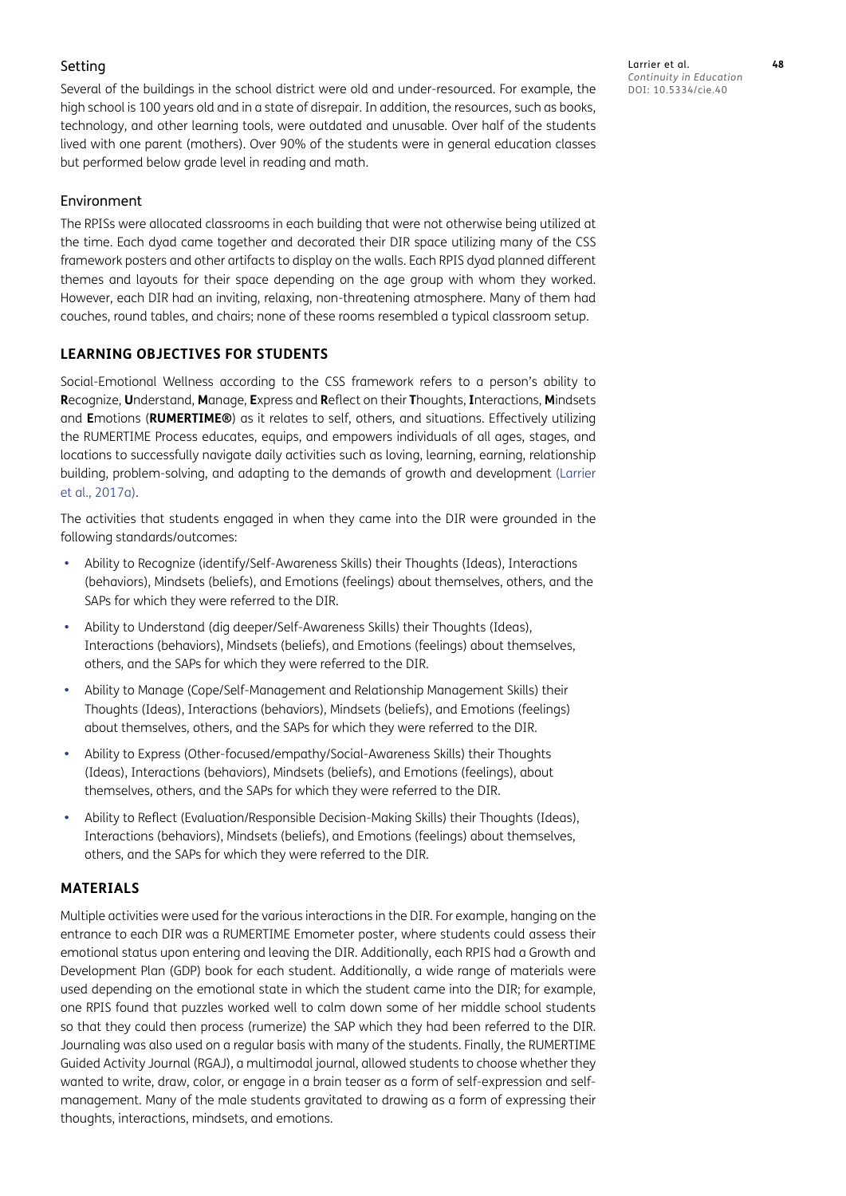### Setting

Several of the buildings in the school district were old and under-resourced. For example, the high school is 100 years old and in a state of disrepair. In addition, the resources, such as books, technology, and other learning tools, were outdated and unusable. Over half of the students lived with one parent (mothers). Over 90% of the students were in general education classes but performed below grade level in reading and math.

### Environment

The RPISs were allocated classrooms in each building that were not otherwise being utilized at the time. Each dyad came together and decorated their DIR space utilizing many of the CSS framework posters and other artifacts to display on the walls. Each RPIS dyad planned different themes and layouts for their space depending on the age group with whom they worked. However, each DIR had an inviting, relaxing, non-threatening atmosphere. Many of them had couches, round tables, and chairs; none of these rooms resembled a typical classroom setup.

## LEARNING OBJECTIVES FOR STUDENTS

Social-Emotional Wellness according to the CSS framework refers to a person's ability to **R**ecognize, **U**nderstand, **M**anage, **E**xpress and **R**eflect on their **T**houghts, **I**nteractions, **M**indsets and **E**motions (**RUMERTIME®**) as it relates to self, others, and situations. Effectively utilizing the RUMERTIME Process educates, equips, and empowers individuals of all ages, stages, and locations to successfully navigate daily activities such as loving, learning, earning, relationship building, problem-solving, and adapting to the demands of growth and development (Larrier et al., 2017a).

The activities that students engaged in when they came into the DIR were grounded in the following standards/outcomes:

- Ability to Recognize (identify/Self-Awareness Skills) their Thoughts (Ideas), Interactions (behaviors), Mindsets (beliefs), and Emotions (feelings) about themselves, others, and the SAPs for which they were referred to the DIR.
- Ability to Understand (dig deeper/Self-Awareness Skills) their Thoughts (Ideas), Interactions (behaviors), Mindsets (beliefs), and Emotions (feelings) about themselves, others, and the SAPs for which they were referred to the DIR.
- Ability to Manage (Cope/Self-Management and Relationship Management Skills) their Thoughts (Ideas), Interactions (behaviors), Mindsets (beliefs), and Emotions (feelings) about themselves, others, and the SAPs for which they were referred to the DIR.
- Ability to Express (Other-focused/empathy/Social-Awareness Skills) their Thoughts (Ideas), Interactions (behaviors), Mindsets (beliefs), and Emotions (feelings), about themselves, others, and the SAPs for which they were referred to the DIR.
- Ability to Reflect (Evaluation/Responsible Decision-Making Skills) their Thoughts (Ideas), Interactions (behaviors), Mindsets (beliefs), and Emotions (feelings) about themselves, others, and the SAPs for which they were referred to the DIR.

## MATERIALS

Multiple activities were used for the various interactions in the DIR. For example, hanging on the entrance to each DIR was a RUMERTIME Emometer poster, where students could assess their emotional status upon entering and leaving the DIR. Additionally, each RPIS had a Growth and Development Plan (GDP) book for each student. Additionally, a wide range of materials were used depending on the emotional state in which the student came into the DIR; for example, one RPIS found that puzzles worked well to calm down some of her middle school students so that they could then process (rumerize) the SAP which they had been referred to the DIR. Journaling was also used on a regular basis with many of the students. Finally, the RUMERTIME Guided Activity Journal (RGAJ), a multimodal journal, allowed students to choose whether they wanted to write, draw, color, or engage in a brain teaser as a form of self-expression and self-management. Many of the male students gravitated to drawing as a form of expressing their thoughts, interactions, mindsets, and emotions.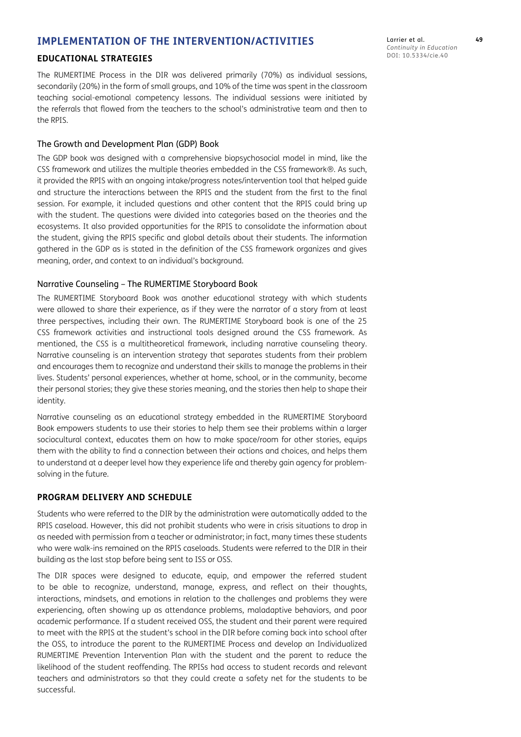## IMPLEMENTATION OF THE INTERVENTION/ACTIVITIES

### EDUCATIONAL STRATEGIES

The RUMERTIME Process in the DIR was delivered primarily (70%) as individual sessions, secondarily (20%) in the form of small groups, and 10% of the time was spent in the classroom teaching social-emotional competency lessons. The individual sessions were initiated by the referrals that flowed from the teachers to the school's administrative team and then to the RPIS.

#### The Growth and Development Plan (GDP) Book

The GDP book was designed with a comprehensive biopsychosocial model in mind, like the CSS framework and utilizes the multiple theories embedded in the CSS framework®. As such, it provided the RPIS with an ongoing intake/progress notes/intervention tool that helped guide and structure the interactions between the RPIS and the student from the first to the final session. For example, it included questions and other content that the RPIS could bring up with the student. The questions were divided into categories based on the theories and the ecosystems. It also provided opportunities for the RPIS to consolidate the information about the student, giving the RPIS specific and global details about their students. The information gathered in the GDP as is stated in the definition of the CSS framework organizes and gives meaning, order, and context to an individual's background.

#### Narrative Counseling – The RUMERTIME Storyboard Book

The RUMERTIME Storyboard Book was another educational strategy with which students were allowed to share their experience, as if they were the narrator of a story from at least three perspectives, including their own. The RUMERTIME Storyboard book is one of the 25 CSS framework activities and instructional tools designed around the CSS framework. As mentioned, the CSS is a multitheoretical framework, including narrative counseling theory. Narrative counseling is an intervention strategy that separates students from their problem and encourages them to recognize and understand their skills to manage the problems in their lives. Students' personal experiences, whether at home, school, or in the community, become their personal stories; they give these stories meaning, and the stories then help to shape their identity.

Narrative counseling as an educational strategy embedded in the RUMERTIME Storyboard Book empowers students to use their stories to help them see their problems within a larger sociocultural context, educates them on how to make space/room for other stories, equips them with the ability to find a connection between their actions and choices, and helps them to understand at a deeper level how they experience life and thereby gain agency for problem-solving in the future.

### PROGRAM DELIVERY AND SCHEDULE

Students who were referred to the DIR by the administration were automatically added to the RPIS caseload. However, this did not prohibit students who were in crisis situations to drop in as needed with permission from a teacher or administrator; in fact, many times these students who were walk-ins remained on the RPIS caseloads. Students were referred to the DIR in their building as the last stop before being sent to ISS or OSS.

The DIR spaces were designed to educate, equip, and empower the referred student to be able to recognize, understand, manage, express, and reflect on their thoughts, interactions, mindsets, and emotions in relation to the challenges and problems they were experiencing, often showing up as attendance problems, maladaptive behaviors, and poor academic performance. If a student received OSS, the student and their parent were required to meet with the RPIS at the student's school in the DIR before coming back into school after the OSS, to introduce the parent to the RUMERTIME Process and develop an Individualized RUMERTIME Prevention Intervention Plan with the student and the parent to reduce the likelihood of the student reoffending. The RPISs had access to student records and relevant teachers and administrators so that they could create a safety net for the students to be successful.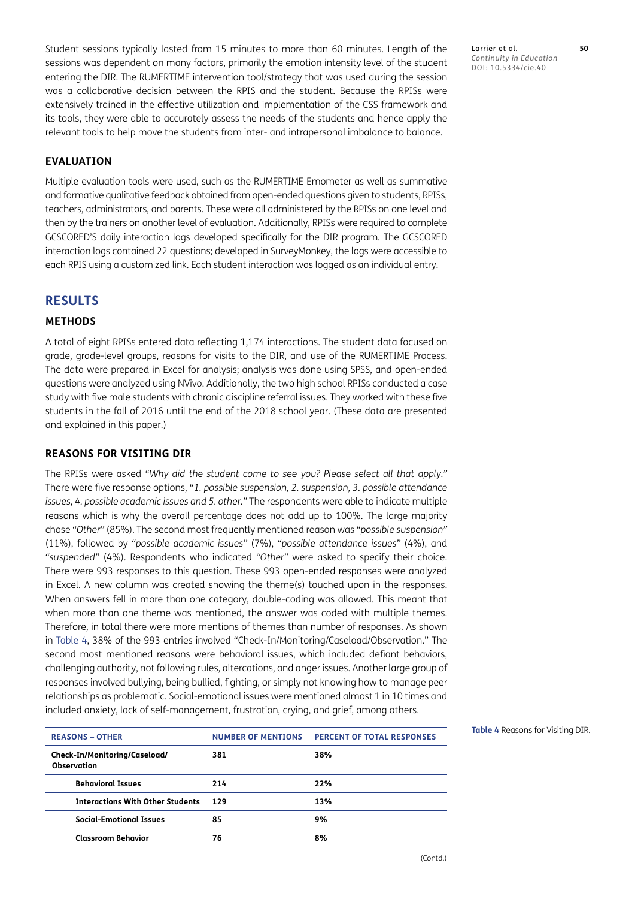Student sessions typically lasted from 15 minutes to more than 60 minutes. Length of the sessions was dependent on many factors, primarily the emotion intensity level of the student entering the DIR. The RUMERTIME intervention tool/strategy that was used during the session was a collaborative decision between the RPIS and the student. Because the RPISs were extensively trained in the effective utilization and implementation of the CSS framework and its tools, they were able to accurately assess the needs of the students and hence apply the relevant tools to help move the students from inter- and intrapersonal imbalance to balance.

### EVALUATION

Multiple evaluation tools were used, such as the RUMERTIME Emometer as well as summative and formative qualitative feedback obtained from open-ended questions given to students, RPISs, teachers, administrators, and parents. These were all administered by the RPISs on one level and then by the trainers on another level of evaluation. Additionally, RPISs were required to complete GCSCORED'S daily interaction logs developed specifically for the DIR program. The GCSCORED interaction logs contained 22 questions; developed in SurveyMonkey, the logs were accessible to each RPIS using a customized link. Each student interaction was logged as an individual entry.

## RESULTS

### METHODS

A total of eight RPISs entered data reflecting 1,174 interactions. The student data focused on grade, grade-level groups, reasons for visits to the DIR, and use of the RUMERTIME Process. The data were prepared in Excel for analysis; analysis was done using SPSS, and open-ended questions were analyzed using NVivo. Additionally, the two high school RPISs conducted a case study with five male students with chronic discipline referral issues. They worked with these five students in the fall of 2016 until the end of the 2018 school year. (These data are presented and explained in this paper.)

### REASONS FOR VISITING DIR

The RPISs were asked "*Why did the student come to see you? Please select all that apply.*" There were five response options, "*1. possible suspension, 2. suspension, 3. possible attendance issues, 4. possible academic issues and 5. other.*" The respondents were able to indicate multiple reasons which is why the overall percentage does not add up to 100%. The large majority chose "*Other*" (85%). The second most frequently mentioned reason was "*possible suspension*" (11%), followed by "*possible academic issues*" (7%), "*possible attendance issues*" (4%), and "*suspended*" (4%). Respondents who indicated "*Other*" were asked to specify their choice. There were 993 responses to this question. These 993 open-ended responses were analyzed in Excel. A new column was created showing the theme(s) touched upon in the responses. When answers fell in more than one category, double-coding was allowed. This meant that when more than one theme was mentioned, the answer was coded with multiple themes. Therefore, in total there were more mentions of themes than number of responses. As shown in Table 4, 38% of the 993 entries involved "Check-In/Monitoring/Caseload/Observation." The second most mentioned reasons were behavioral issues, which included defiant behaviors, challenging authority, not following rules, altercations, and anger issues. Another large group of responses involved bullying, being bullied, fighting, or simply not knowing how to manage peer relationships as problematic. Social-emotional issues were mentioned almost 1 in 10 times and included anxiety, lack of self-management, frustration, crying, and grief, among others.

**Table 4** Reasons for Visiting DIR.

| REASONS – OTHER | NUMBER OF MENTIONS | PERCENT OF TOTAL RESPONSES |
|---|---|---|
| **Check-In/Monitoring/Caseload/Observation** | **381** | **38%** |
| **Behavioral Issues** | **214** | **22%** |
| **Interactions With Other Students** | **129** | **13%** |
| **Social-Emotional Issues** | **85** | **9%** |
| **Classroom Behavior** | **76** | **8%** |

(Contd.)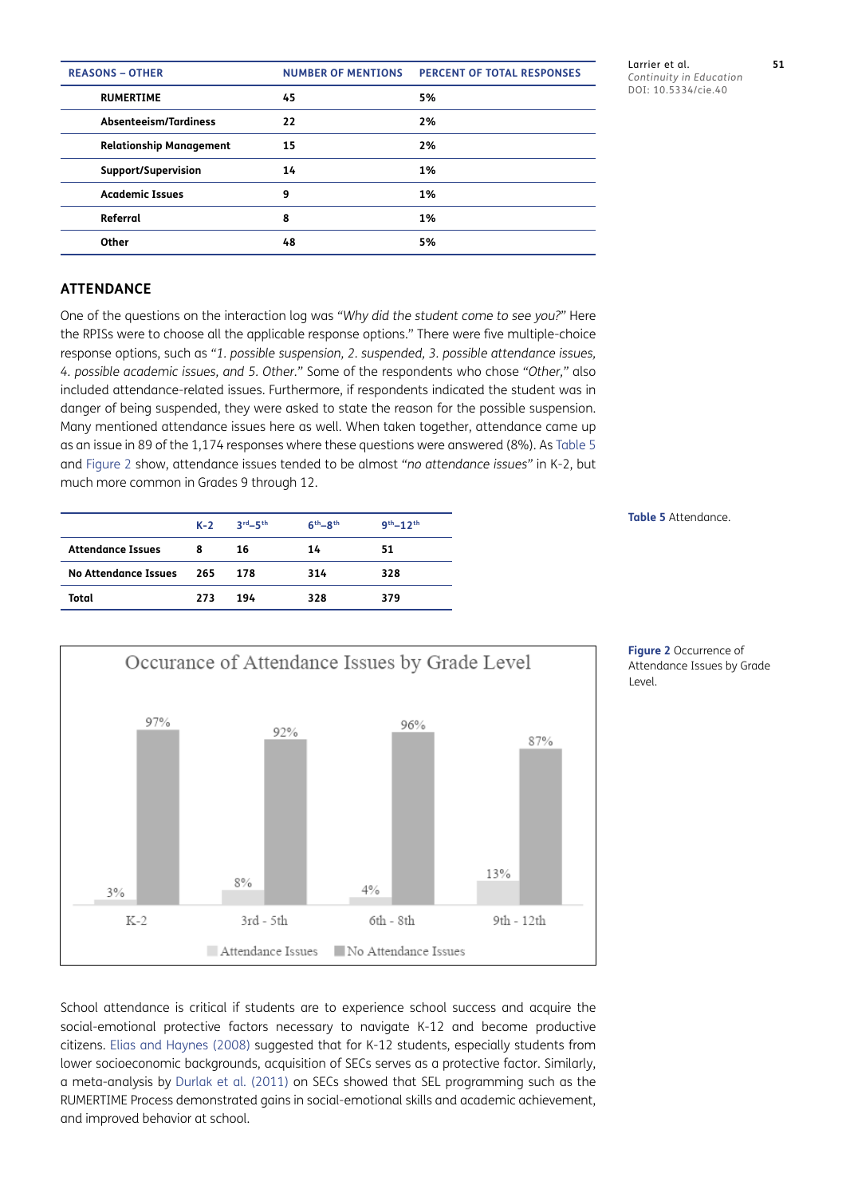| REASONS – OTHER | NUMBER OF MENTIONS | PERCENT OF TOTAL RESPONSES |
|---|---|---|
| RUMERTIME | 45 | 5% |
| Absenteeism/Tardiness | 22 | 2% |
| Relationship Management | 15 | 2% |
| Support/Supervision | 14 | 1% |
| Academic Issues | 9 | 1% |
| Referral | 8 | 1% |
| Other | 48 | 5% |

## ATTENDANCE

One of the questions on the interaction log was *"Why did the student come to see you?"* Here the RPISs were to choose all the applicable response options." There were five multiple-choice response options, such as *"1. possible suspension, 2. suspended, 3. possible attendance issues, 4. possible academic issues, and 5. Other."* Some of the respondents who chose *"Other,"* also included attendance-related issues. Furthermore, if respondents indicated the student was in danger of being suspended, they were asked to state the reason for the possible suspension. Many mentioned attendance issues here as well. When taken together, attendance came up as an issue in 89 of the 1,174 responses where these questions were answered (8%). As Table 5 and Figure 2 show, attendance issues tended to be almost *"no attendance issues"* in K-2, but much more common in Grades 9 through 12.

**Table 5** Attendance.

| | K-2 | 3rd–5th | 6th–8th | 9th–12th |
|---|---|---|---|---|
| Attendance Issues | 8 | 16 | 14 | 51 |
| No Attendance Issues | 265 | 178 | 314 | 328 |
| Total | 273 | 194 | 328 | 379 |

**Figure 2** Occurrence of Attendance Issues by Grade Level.

School attendance is critical if students are to experience school success and acquire the social-emotional protective factors necessary to navigate K-12 and become productive citizens. Elias and Haynes (2008) suggested that for K-12 students, especially students from lower socioeconomic backgrounds, acquisition of SECs serves as a protective factor. Similarly, a meta-analysis by Durlak et al. (2011) on SECs showed that SEL programming such as the RUMERTIME Process demonstrated gains in social-emotional skills and academic achievement, and improved behavior at school.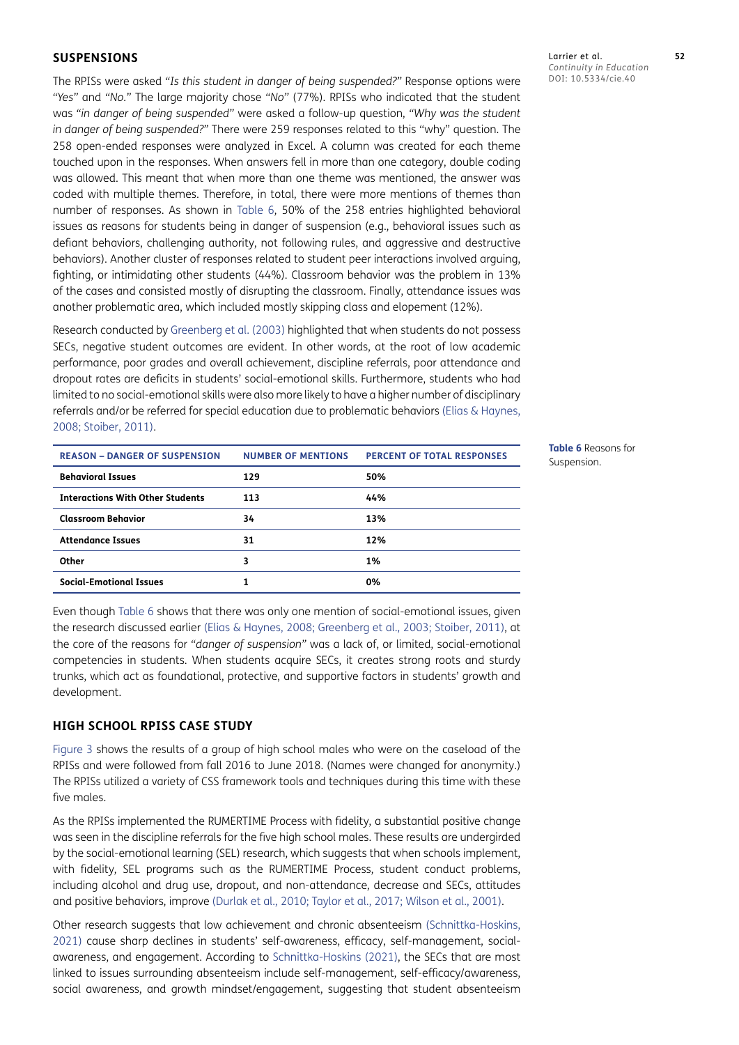## SUSPENSIONS

The RPISs were asked *"Is this student in danger of being suspended?"* Response options were *"Yes"* and *"No."* The large majority chose *"No"* (77%). RPISs who indicated that the student was *"in danger of being suspended"* were asked a follow-up question, *"Why was the student in danger of being suspended?"* There were 259 responses related to this "why" question. The 258 open-ended responses were analyzed in Excel. A column was created for each theme touched upon in the responses. When answers fell in more than one category, double coding was allowed. This meant that when more than one theme was mentioned, the answer was coded with multiple themes. Therefore, in total, there were more mentions of themes than number of responses. As shown in Table 6, 50% of the 258 entries highlighted behavioral issues as reasons for students being in danger of suspension (e.g., behavioral issues such as defiant behaviors, challenging authority, not following rules, and aggressive and destructive behaviors). Another cluster of responses related to student peer interactions involved arguing, fighting, or intimidating other students (44%). Classroom behavior was the problem in 13% of the cases and consisted mostly of disrupting the classroom. Finally, attendance issues was another problematic area, which included mostly skipping class and elopement (12%).

Research conducted by Greenberg et al. (2003) highlighted that when students do not possess SECs, negative student outcomes are evident. In other words, at the root of low academic performance, poor grades and overall achievement, discipline referrals, poor attendance and dropout rates are deficits in students' social-emotional skills. Furthermore, students who had limited to no social-emotional skills were also more likely to have a higher number of disciplinary referrals and/or be referred for special education due to problematic behaviors (Elias & Haynes, 2008; Stoiber, 2011).

| REASON – DANGER OF SUSPENSION | NUMBER OF MENTIONS | PERCENT OF TOTAL RESPONSES |
|---|---|---|
| **Behavioral Issues** | **129** | **50%** |
| **Interactions With Other Students** | **113** | **44%** |
| **Classroom Behavior** | **34** | **13%** |
| **Attendance Issues** | **31** | **12%** |
| **Other** | **3** | **1%** |
| **Social-Emotional Issues** | **1** | **0%** |

**Table 6** Reasons for Suspension.

Even though Table 6 shows that there was only one mention of social-emotional issues, given the research discussed earlier (Elias & Haynes, 2008; Greenberg et al., 2003; Stoiber, 2011), at the core of the reasons for *"danger of suspension"* was a lack of, or limited, social-emotional competencies in students. When students acquire SECs, it creates strong roots and sturdy trunks, which act as foundational, protective, and supportive factors in students' growth and development.

## HIGH SCHOOL RPISS CASE STUDY

Figure 3 shows the results of a group of high school males who were on the caseload of the RPISs and were followed from fall 2016 to June 2018. (Names were changed for anonymity.) The RPISs utilized a variety of CSS framework tools and techniques during this time with these five males.

As the RPISs implemented the RUMERTIME Process with fidelity, a substantial positive change was seen in the discipline referrals for the five high school males. These results are undergirded by the social-emotional learning (SEL) research, which suggests that when schools implement, with fidelity, SEL programs such as the RUMERTIME Process, student conduct problems, including alcohol and drug use, dropout, and non-attendance, decrease and SECs, attitudes and positive behaviors, improve (Durlak et al., 2010; Taylor et al., 2017; Wilson et al., 2001).

Other research suggests that low achievement and chronic absenteeism (Schnittka-Hoskins, 2021) cause sharp declines in students' self-awareness, efficacy, self-management, social-awareness, and engagement. According to Schnittka-Hoskins (2021), the SECs that are most linked to issues surrounding absenteeism include self-management, self-efficacy/awareness, social awareness, and growth mindset/engagement, suggesting that student absenteeism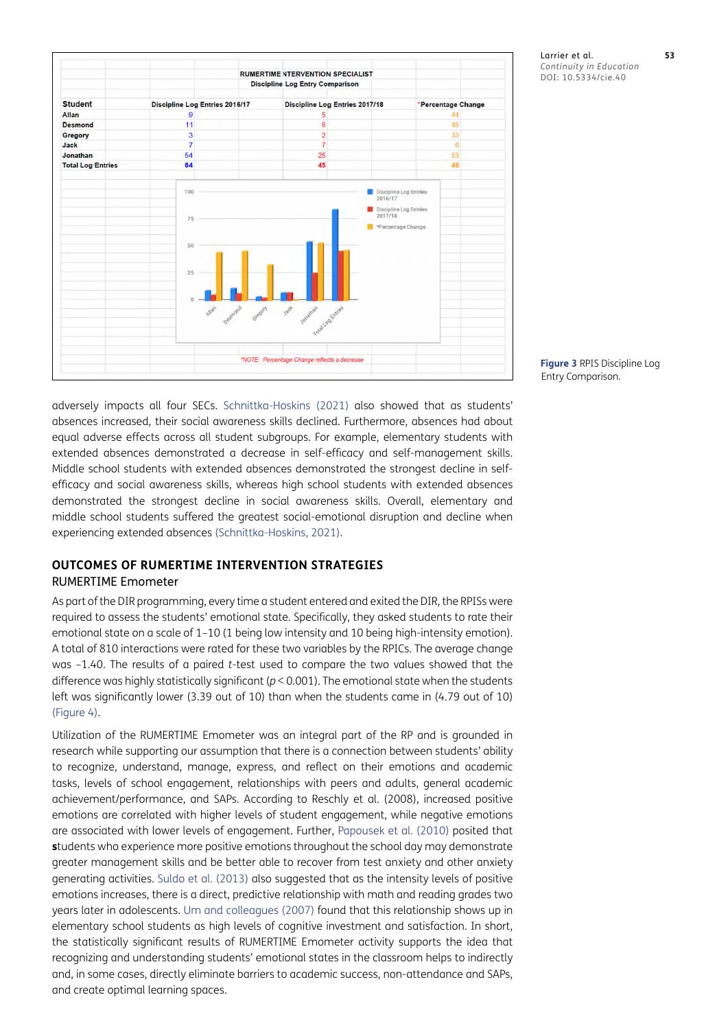| RUMERTIME INTERVENTION SPECIALIST Discipline Log Entry Comparison | | | |
|---|---|---|---|
| Student | Discipline Log Entries 2016/17 | Discipline Log Entries 2017/18 | *Percentage Change |
| Allan | 9 | 5 | 44 |
| Desmond | 11 | 6 | 45 |
| Gregory | 3 | 2 | 33 |
| Jack | 7 | 7 | 0 |
| Jonathan | 54 | 25 | 53 |
| Total Log Entries | 84 | 45 | 46 |

*NOTE: Percentage Change reflects a decrease

**Figure 3** RPIS Discipline Log Entry Comparison.

adversely impacts all four SECs. Schnittka-Hoskins (2021) also showed that as students' absences increased, their social awareness skills declined. Furthermore, absences had about equal adverse effects across all student subgroups. For example, elementary students with extended absences demonstrated a decrease in self-efficacy and self-management skills. Middle school students with extended absences demonstrated the strongest decline in self-efficacy and social awareness skills, whereas high school students with extended absences demonstrated the strongest decline in social awareness skills. Overall, elementary and middle school students suffered the greatest social-emotional disruption and decline when experiencing extended absences (Schnittka-Hoskins, 2021).

## OUTCOMES OF RUMERTIME INTERVENTION STRATEGIES

### RUMERTIME Emometer

As part of the DIR programming, every time a student entered and exited the DIR, the RPISs were required to assess the students' emotional state. Specifically, they asked students to rate their emotional state on a scale of 1–10 (1 being low intensity and 10 being high-intensity emotion). A total of 810 interactions were rated for these two variables by the RPICs. The average change was –1.40. The results of a paired *t*-test used to compare the two values showed that the difference was highly statistically significant ($p < 0.001$). The emotional state when the students left was significantly lower (3.39 out of 10) than when the students came in (4.79 out of 10) (Figure 4).

Utilization of the RUMERTIME Emometer was an integral part of the RP and is grounded in research while supporting our assumption that there is a connection between students' ability to recognize, understand, manage, express, and reflect on their emotions and academic tasks, levels of school engagement, relationships with peers and adults, general academic achievement/performance, and SAPs. According to Reschly et al. (2008), increased positive emotions are correlated with higher levels of student engagement, while negative emotions are associated with lower levels of engagement. Further, Papousek et al. (2010) posited that **s**tudents who experience more positive emotions throughout the school day may demonstrate greater management skills and be better able to recover from test anxiety and other anxiety generating activities. Suldo et al. (2013) also suggested that as the intensity levels of positive emotions increases, there is a direct, predictive relationship with math and reading grades two years later in adolescents. Um and colleagues (2007) found that this relationship shows up in elementary school students as high levels of cognitive investment and satisfaction. In short, the statistically significant results of RUMERTIME Emometer activity supports the idea that recognizing and understanding students' emotional states in the classroom helps to indirectly and, in some cases, directly eliminate barriers to academic success, non-attendance and SAPs, and create optimal learning spaces.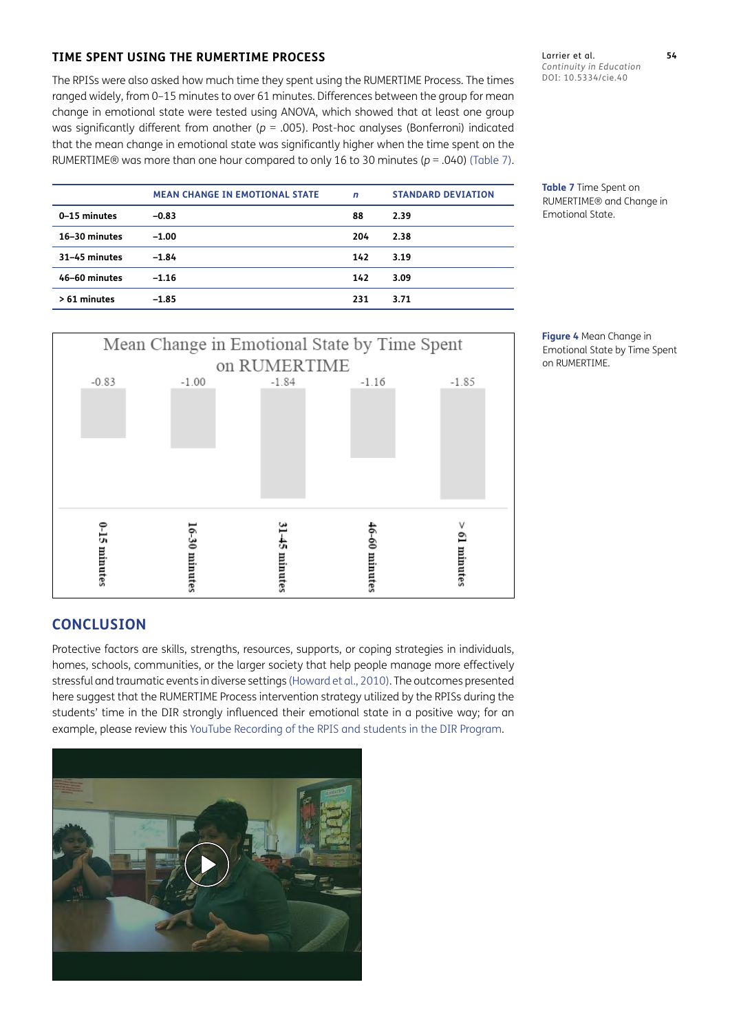## TIME SPENT USING THE RUMERTIME PROCESS

The RPISs were also asked how much time they spent using the RUMERTIME Process. The times ranged widely, from 0–15 minutes to over 61 minutes. Differences between the group for mean change in emotional state were tested using ANOVA, which showed that at least one group was significantly different from another ($p$ = .005). Post-hoc analyses (Bonferroni) indicated that the mean change in emotional state was significantly higher when the time spent on the RUMERTIME® was more than one hour compared to only 16 to 30 minutes ($p$ = .040) (Table 7).

| | MEAN CHANGE IN EMOTIONAL STATE | *n* | STANDARD DEVIATION |
|---|---|---|---|
| **0–15 minutes** | **–0.83** | **88** | **2.39** |
| **16–30 minutes** | **–1.00** | **204** | **2.38** |
| **31–45 minutes** | **–1.84** | **142** | **3.19** |
| **46–60 minutes** | **–1.16** | **142** | **3.09** |
| **> 61 minutes** | **–1.85** | **231** | **3.71** |

**Table 7** Time Spent on RUMERTIME® and Change in Emotional State.

**Figure 4** Mean Change in Emotional State by Time Spent on RUMERTIME.

## CONCLUSION

Protective factors are skills, strengths, resources, supports, or coping strategies in individuals, homes, schools, communities, or the larger society that help people manage more effectively stressful and traumatic events in diverse settings (Howard et al., 2010). The outcomes presented here suggest that the RUMERTIME Process intervention strategy utilized by the RPISs during the students' time in the DIR strongly influenced their emotional state in a positive way; for an example, please review this YouTube Recording of the RPIS and students in the DIR Program.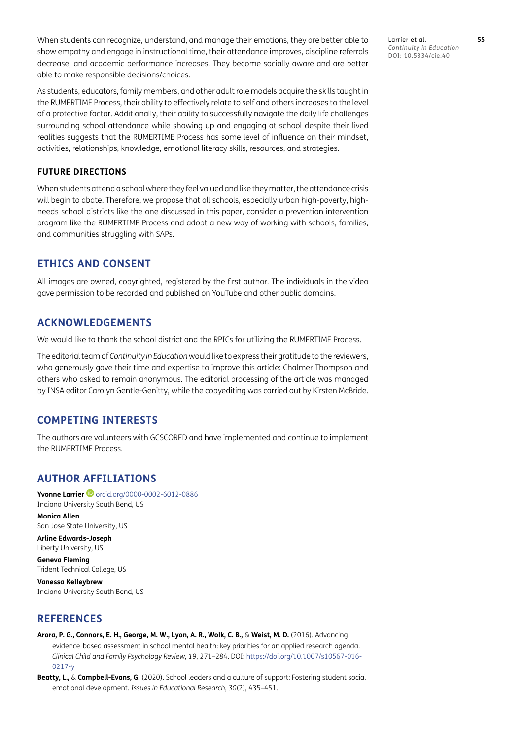When students can recognize, understand, and manage their emotions, they are better able to show empathy and engage in instructional time, their attendance improves, discipline referrals decrease, and academic performance increases. They become socially aware and are better able to make responsible decisions/choices.

As students, educators, family members, and other adult role models acquire the skills taught in the RUMERTIME Process, their ability to effectively relate to self and others increases to the level of a protective factor. Additionally, their ability to successfully navigate the daily life challenges surrounding school attendance while showing up and engaging at school despite their lived realities suggests that the RUMERTIME Process has some level of influence on their mindset, activities, relationships, knowledge, emotional literacy skills, resources, and strategies.

### FUTURE DIRECTIONS

When students attend a school where they feel valued and like they matter, the attendance crisis will begin to abate. Therefore, we propose that all schools, especially urban high-poverty, high-needs school districts like the one discussed in this paper, consider a prevention intervention program like the RUMERTIME Process and adopt a new way of working with schools, families, and communities struggling with SAPs.

## ETHICS AND CONSENT

All images are owned, copyrighted, registered by the first author. The individuals in the video gave permission to be recorded and published on YouTube and other public domains.

## ACKNOWLEDGEMENTS

We would like to thank the school district and the RPICs for utilizing the RUMERTIME Process.

The editorial team of *Continuity in Education* would like to express their gratitude to the reviewers, who generously gave their time and expertise to improve this article: Chalmer Thompson and others who asked to remain anonymous. The editorial processing of the article was managed by INSA editor Carolyn Gentle-Genitty, while the copyediting was carried out by Kirsten McBride.

## COMPETING INTERESTS

The authors are volunteers with GCSCORED and have implemented and continue to implement the RUMERTIME Process.

## AUTHOR AFFILIATIONS

**Yvonne Larrier** orcid.org/0000-0002-6012-0886
Indiana University South Bend, US

**Monica Allen**
San Jose State University, US

**Arline Edwards-Joseph**
Liberty University, US

**Geneva Fleming**
Trident Technical College, US

**Vanessa Kelleybrew**
Indiana University South Bend, US

## REFERENCES

**Arora, P. G., Connors, E. H., George, M. W., Lyon, A. R., Wolk, C. B.,** & **Weist, M. D.** (2016). Advancing evidence-based assessment in school mental health: key priorities for an applied research agenda. *Clinical Child and Family Psychology Review*, *19*, 271–284. DOI: https://doi.org/10.1007/s10567-016-0217-y

**Beatty, L.,** & **Campbell-Evans, G.** (2020). School leaders and a culture of support: Fostering student social emotional development. *Issues in Educational Research*, *30*(2), 435–451.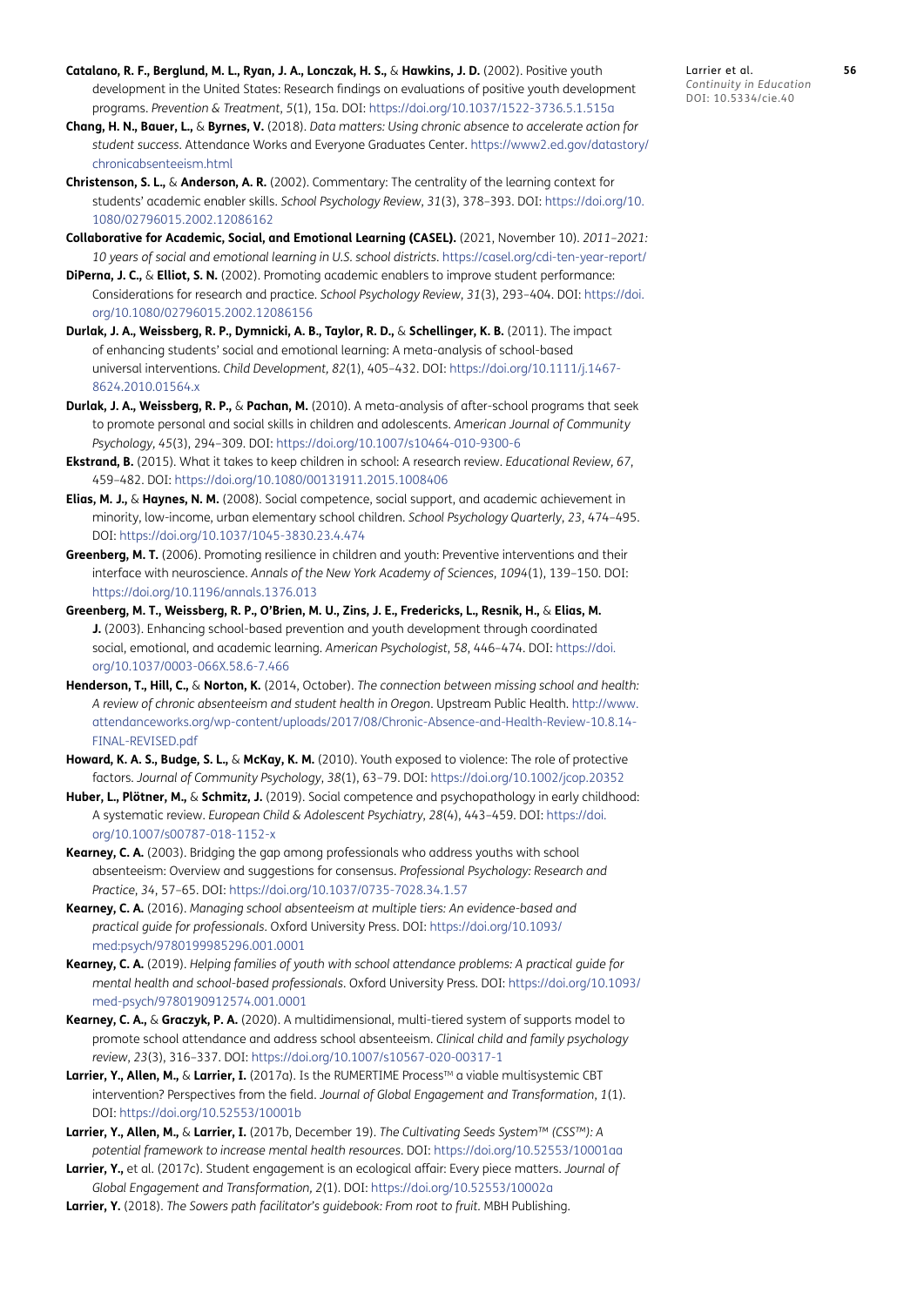**Catalano, R. F., Berglund, M. L., Ryan, J. A., Lonczak, H. S.,** & **Hawkins, J. D.** (2002). Positive youth development in the United States: Research findings on evaluations of positive youth development programs. *Prevention & Treatment*, *5*(1), 15a. DOI: https://doi.org/10.1037/1522-3736.5.1.515a

**Chang, H. N., Bauer, L.,** & **Byrnes, V.** (2018). *Data matters: Using chronic absence to accelerate action for student success*. Attendance Works and Everyone Graduates Center. https://www2.ed.gov/datastory/chronicabsenteeism.html

**Christenson, S. L.,** & **Anderson, A. R.** (2002). Commentary: The centrality of the learning context for students' academic enabler skills. *School Psychology Review*, *31*(3), 378–393. DOI: https://doi.org/10.1080/02796015.2002.12086162

**Collaborative for Academic, Social, and Emotional Learning (CASEL).** (2021, November 10). *2011–2021: 10 years of social and emotional learning in U.S. school districts*. https://casel.org/cdi-ten-year-report/

**DiPerna, J. C.,** & **Elliot, S. N.** (2002). Promoting academic enablers to improve student performance: Considerations for research and practice. *School Psychology Review*, *31*(3), 293–404. DOI: https://doi.org/10.1080/02796015.2002.12086156

**Durlak, J. A., Weissberg, R. P., Dymnicki, A. B., Taylor, R. D.,** & **Schellinger, K. B.** (2011). The impact of enhancing students' social and emotional learning: A meta-analysis of school-based universal interventions. *Child Development, 82*(1), 405–432. DOI: https://doi.org/10.1111/j.1467-8624.2010.01564.x

**Durlak, J. A., Weissberg, R. P.,** & **Pachan, M.** (2010). A meta-analysis of after-school programs that seek to promote personal and social skills in children and adolescents. *American Journal of Community Psychology*, *45*(3), 294–309. DOI: https://doi.org/10.1007/s10464-010-9300-6

**Ekstrand, B.** (2015). What it takes to keep children in school: A research review. *Educational Review*, *67*, 459–482. DOI: https://doi.org/10.1080/00131911.2015.1008406

**Elias, M. J.,** & **Haynes, N. M.** (2008). Social competence, social support, and academic achievement in minority, low-income, urban elementary school children. *School Psychology Quarterly*, *23*, 474–495. DOI: https://doi.org/10.1037/1045-3830.23.4.474

**Greenberg, M. T.** (2006). Promoting resilience in children and youth: Preventive interventions and their interface with neuroscience. *Annals of the New York Academy of Sciences*, *1094*(1), 139–150. DOI: https://doi.org/10.1196/annals.1376.013

**Greenberg, M. T., Weissberg, R. P., O'Brien, M. U., Zins, J. E., Fredericks, L., Resnik, H.,** & **Elias, M. J.** (2003). Enhancing school-based prevention and youth development through coordinated social, emotional, and academic learning. *American Psychologist*, *58*, 446–474. DOI: https://doi.org/10.1037/0003-066X.58.6-7.466

**Henderson, T., Hill, C.,** & **Norton, K.** (2014, October). *The connection between missing school and health: A review of chronic absenteeism and student health in Oregon*. Upstream Public Health. http://www.attendanceworks.org/wp-content/uploads/2017/08/Chronic-Absence-and-Health-Review-10.8.14-FINAL-REVISED.pdf

**Howard, K. A. S., Budge, S. L.,** & **McKay, K. M.** (2010). Youth exposed to violence: The role of protective factors. *Journal of Community Psychology*, *38*(1), 63–79. DOI: https://doi.org/10.1002/jcop.20352

**Huber, L., Plötner, M.,** & **Schmitz, J.** (2019). Social competence and psychopathology in early childhood: A systematic review. *European Child & Adolescent Psychiatry*, *28*(4), 443–459. DOI: https://doi.org/10.1007/s00787-018-1152-x

**Kearney, C. A.** (2003). Bridging the gap among professionals who address youths with school absenteeism: Overview and suggestions for consensus. *Professional Psychology: Research and Practice*, *34*, 57–65. DOI: https://doi.org/10.1037/0735-7028.34.1.57

**Kearney, C. A.** (2016). *Managing school absenteeism at multiple tiers: An evidence-based and practical guide for professionals*. Oxford University Press. DOI: https://doi.org/10.1093/med:psych/9780199985296.001.0001

**Kearney, C. A.** (2019). *Helping families of youth with school attendance problems: A practical guide for mental health and school-based professionals*. Oxford University Press. DOI: https://doi.org/10.1093/med-psych/9780190912574.001.0001

**Kearney, C. A.,** & **Graczyk, P. A.** (2020). A multidimensional, multi-tiered system of supports model to promote school attendance and address school absenteeism. *Clinical child and family psychology review*, *23*(3), 316–337. DOI: https://doi.org/10.1007/s10567-020-00317-1

**Larrier, Y., Allen, M.,** & **Larrier, I.** (2017a). Is the RUMERTIME Process™ a viable multisystemic CBT intervention? Perspectives from the field. *Journal of Global Engagement and Transformation*, *1*(1). DOI: https://doi.org/10.52553/10001b

**Larrier, Y., Allen, M.,** & **Larrier, I.** (2017b, December 19). *The Cultivating Seeds System™ (CSS™): A potential framework to increase mental health resources*. DOI: https://doi.org/10.52553/10001aa

**Larrier, Y.,** et al. (2017c). Student engagement is an ecological affair: Every piece matters. *Journal of Global Engagement and Transformation, 2*(1). DOI: https://doi.org/10.52553/10002a

**Larrier, Y.** (2018). *The Sowers path facilitator's guidebook: From root to fruit.* MBH Publishing.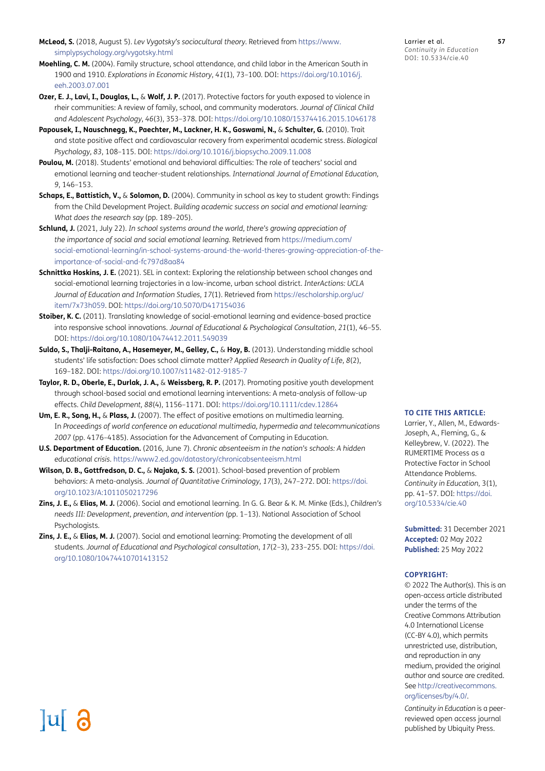**McLeod, S.** (2018, August 5). *Lev Vygotsky's sociocultural theory*. Retrieved from https://www.simplypsychology.org/vygotsky.html

**Moehling, C. M.** (2004). Family structure, school attendance, and child labor in the American South in 1900 and 1910. *Explorations in Economic History*, *41*(1), 73–100. DOI: https://doi.org/10.1016/j.eeh.2003.07.001

**Ozer, E. J., Lavi, I., Douglas, L.,** & **Wolf, J. P.** (2017). Protective factors for youth exposed to violence in rheir communities: A review of family, school, and community moderators. *Journal of Clinical Child and Adolescent Psychology*, *46*(3), 353–378. DOI: https://doi.org/10.1080/15374416.2015.1046178

**Papousek, I., Nauschnegg, K., Paechter, M., Lackner, H. K., Goswami, N.,** & **Schulter, G.** (2010). Trait and state positive affect and cardiovascular recovery from experimental academic stress. *Biological Psychology*, *83*, 108–115. DOI: https://doi.org/10.1016/j.biopsycho.2009.11.008

**Poulou, M.** (2018). Students' emotional and behavioral difficulties: The role of teachers' social and emotional learning and teacher-student relationships. *International Journal of Emotional Education, 9*, 146–153.

**Schaps, E., Battistich, V.,** & **Solomon, D.** (2004). Community in school as key to student growth: Findings from the Child Development Project. *Building academic success on social and emotional learning: What does the research say* (pp. 189–205).

**Schlund, J.** (2021, July 22). *In school systems around the world, there's growing appreciation of the importance of social and social emotional learning.* Retrieved from https://medium.com/social-emotional-learning/in-school-systems-around-the-world-theres-growing-appreciation-of-the-importance-of-social-and-fc797d8aa84

**Schnittka Hoskins, J. E.** (2021). SEL in context: Exploring the relationship between school changes and social-emotional learning trajectories in a low-income, urban school district. *InterActions: UCLA Journal of Education and Information Studies*, *17*(1). Retrieved from https://escholarship.org/uc/item/7x73h059. DOI: https://doi.org/10.5070/D417154036

**Stoiber, K. C.** (2011). Translating knowledge of social-emotional learning and evidence-based practice into responsive school innovations. *Journal of Educational & Psychological Consultation*, *21*(1), 46–55. DOI: https://doi.org/10.1080/10474412.2011.549039

**Suldo, S., Thalji-Raitano, A., Hasemeyer, M., Gelley, C.,** & **Hoy, B.** (2013). Understanding middle school students' life satisfaction: Does school climate matter? *Applied Research in Quality of Life*, *8*(2), 169–182. DOI: https://doi.org/10.1007/s11482-012-9185-7

**Taylor, R. D., Oberle, E., Durlak, J. A.,** & **Weissberg, R. P.** (2017). Promoting positive youth development through school-based social and emotional learning interventions: A meta-analysis of follow-up effects. *Child Development*, *88*(4), 1156–1171. DOI: https://doi.org/10.1111/cdev.12864

**Um, E. R., Song, H.,** & **Plass, J.** (2007). The effect of positive emotions on multimedia learning. In *Proceedings of world conference on educational multimedia, hypermedia and telecommunications 2007* (pp. 4176–4185). Association for the Advancement of Computing in Education.

**U.S. Department of Education.** (2016, June 7). *Chronic absenteeism in the nation's schools: A hidden educational crisis*. https://www2.ed.gov/datastory/chronicabsenteeism.html

**Wilson, D. B., Gottfredson, D. C.,** & **Najaka, S. S.** (2001). School-based prevention of problem behaviors: A meta-analysis. *Journal of Quantitative Criminology*, *17*(3), 247–272. DOI: https://doi.org/10.1023/A:1011050217296

**Zins, J. E.,** & **Elias, M. J.** (2006). Social and emotional learning. In G. G. Bear & K. M. Minke (Eds.), *Children's needs III: Development, prevention, and intervention* (pp. 1–13). National Association of School Psychologists.

**Zins, J. E.,** & **Elias, M. J.** (2007). Social and emotional learning: Promoting the development of all students. *Journal of Educational and Psychological consultation*, *17*(2–3), 233–255. DOI: https://doi.org/10.1080/10474410701413152

**TO CITE THIS ARTICLE:**

Larrier, Y., Allen, M., Edwards-Joseph, A., Fleming, G., & Kelleybrew, V. (2022). The RUMERTIME Process as a Protective Factor in School Attendance Problems. *Continuity in Education*, 3(1), pp. 41–57. DOI: https://doi.org/10.5334/cie.40

**Submitted:** 31 December 2021
**Accepted:** 02 May 2022
**Published:** 25 May 2022

**COPYRIGHT:**

© 2022 The Author(s). This is an open-access article distributed under the terms of the Creative Commons Attribution 4.0 International License (CC-BY 4.0), which permits unrestricted use, distribution, and reproduction in any medium, provided the original author and source are credited. See http://creativecommons.org/licenses/by/4.0/.

*Continuity in Education* is a peer-reviewed open access journal published by Ubiquity Press.